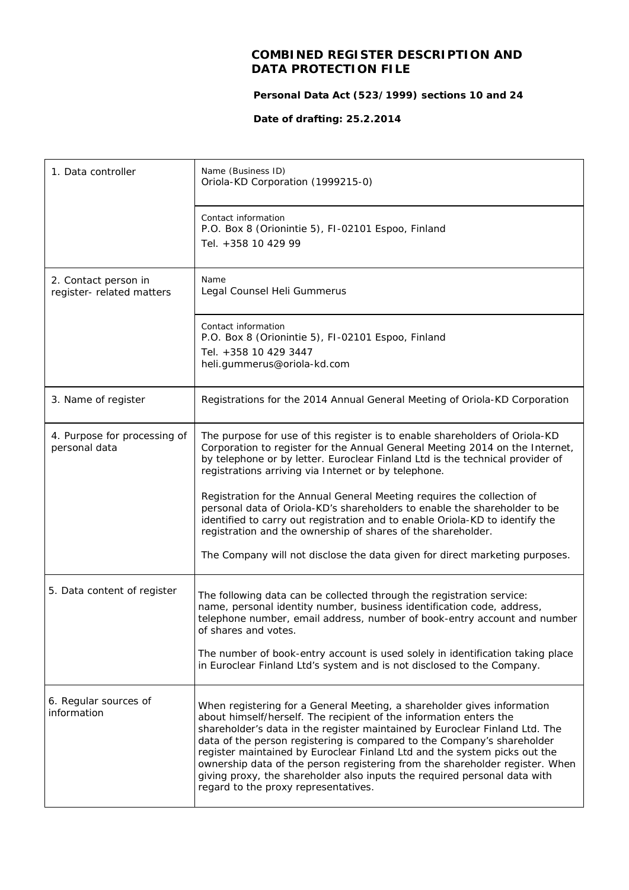# COMBINED REGISTER DESCRIPTION AND DATA PROTECTION FILE

**Personal Data Act (523/1999) sections 10 and 24**

**Date of drafting: 25.2.2014**

| | |
|---|---|
| 1. Data controller | Name (Business ID)<br>Oriola-KD Corporation (1999215-0) |
| | Contact information<br>P.O. Box 8 (Orionintie 5), FI-02101 Espoo, Finland<br>Tel. +358 10 429 99 |
| 2. Contact person in register- related matters | Name<br>Legal Counsel Heli Gummerus |
| | Contact information<br>P.O. Box 8 (Orionintie 5), FI-02101 Espoo, Finland<br>Tel. +358 10 429 3447<br>heli.gummerus@oriola-kd.com |
| 3. Name of register | Registrations for the 2014 Annual General Meeting of Oriola-KD Corporation |
| 4. Purpose for processing of personal data | The purpose for use of this register is to enable shareholders of Oriola-KD Corporation to register for the Annual General Meeting 2014 on the Internet, by telephone or by letter. Euroclear Finland Ltd is the technical provider of registrations arriving via Internet or by telephone.<br><br>Registration for the Annual General Meeting requires the collection of personal data of Oriola-KD's shareholders to enable the shareholder to be identified to carry out registration and to enable Oriola-KD to identify the registration and the ownership of shares of the shareholder.<br><br>The Company will not disclose the data given for direct marketing purposes. |
| 5. Data content of register | The following data can be collected through the registration service: name, personal identity number, business identification code, address, telephone number, email address, number of book-entry account and number of shares and votes.<br><br>The number of book-entry account is used solely in identification taking place in Euroclear Finland Ltd's system and is not disclosed to the Company. |
| 6. Regular sources of information | When registering for a General Meeting, a shareholder gives information about himself/herself. The recipient of the information enters the shareholder's data in the register maintained by Euroclear Finland Ltd. The data of the person registering is compared to the Company's shareholder register maintained by Euroclear Finland Ltd and the system picks out the ownership data of the person registering from the shareholder register. When giving proxy, the shareholder also inputs the required personal data with regard to the proxy representatives. |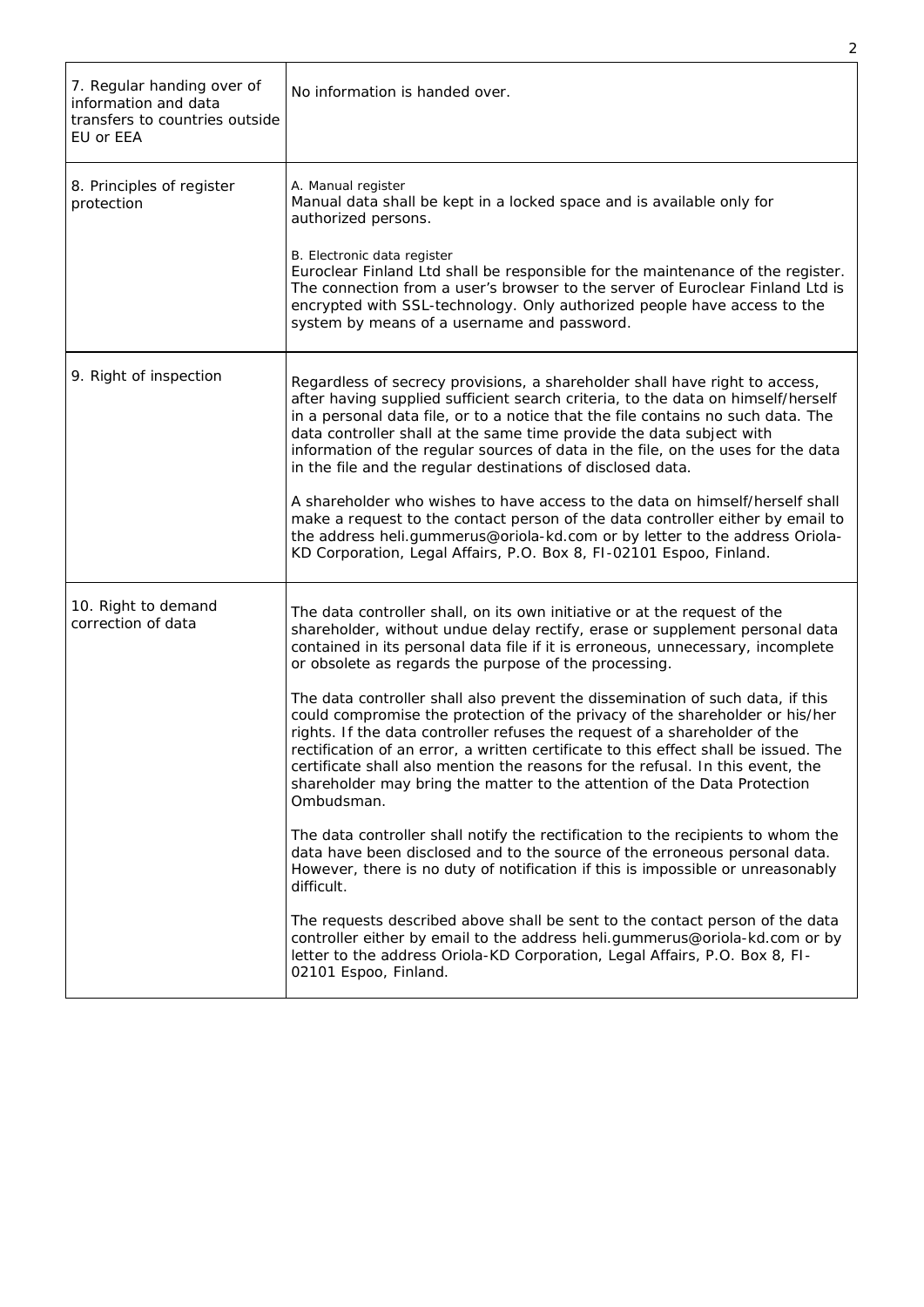| | |
|---|---|
| 7. Regular handing over of information and data transfers to countries outside EU or EEA | No information is handed over. |
| 8. Principles of register protection | A. Manual register<br>Manual data shall be kept in a locked space and is available only for authorized persons.<br><br>B. Electronic data register<br>Euroclear Finland Ltd shall be responsible for the maintenance of the register. The connection from a user's browser to the server of Euroclear Finland Ltd is encrypted with SSL-technology. Only authorized people have access to the system by means of a username and password. |
| 9. Right of inspection | Regardless of secrecy provisions, a shareholder shall have right to access, after having supplied sufficient search criteria, to the data on himself/herself in a personal data file, or to a notice that the file contains no such data. The data controller shall at the same time provide the data subject with information of the regular sources of data in the file, on the uses for the data in the file and the regular destinations of disclosed data.<br><br>A shareholder who wishes to have access to the data on himself/herself shall make a request to the contact person of the data controller either by email to the address heli.gummerus@oriola-kd.com or by letter to the address Oriola-KD Corporation, Legal Affairs, P.O. Box 8, FI-02101 Espoo, Finland. |
| 10. Right to demand correction of data | The data controller shall, on its own initiative or at the request of the shareholder, without undue delay rectify, erase or supplement personal data contained in its personal data file if it is erroneous, unnecessary, incomplete or obsolete as regards the purpose of the processing.<br><br>The data controller shall also prevent the dissemination of such data, if this could compromise the protection of the privacy of the shareholder or his/her rights. If the data controller refuses the request of a shareholder of the rectification of an error, a written certificate to this effect shall be issued. The certificate shall also mention the reasons for the refusal. In this event, the shareholder may bring the matter to the attention of the Data Protection Ombudsman.<br><br>The data controller shall notify the rectification to the recipients to whom the data have been disclosed and to the source of the erroneous personal data. However, there is no duty of notification if this is impossible or unreasonably difficult.<br><br>The requests described above shall be sent to the contact person of the data controller either by email to the address heli.gummerus@oriola-kd.com or by letter to the address Oriola-KD Corporation, Legal Affairs, P.O. Box 8, FI-02101 Espoo, Finland. |